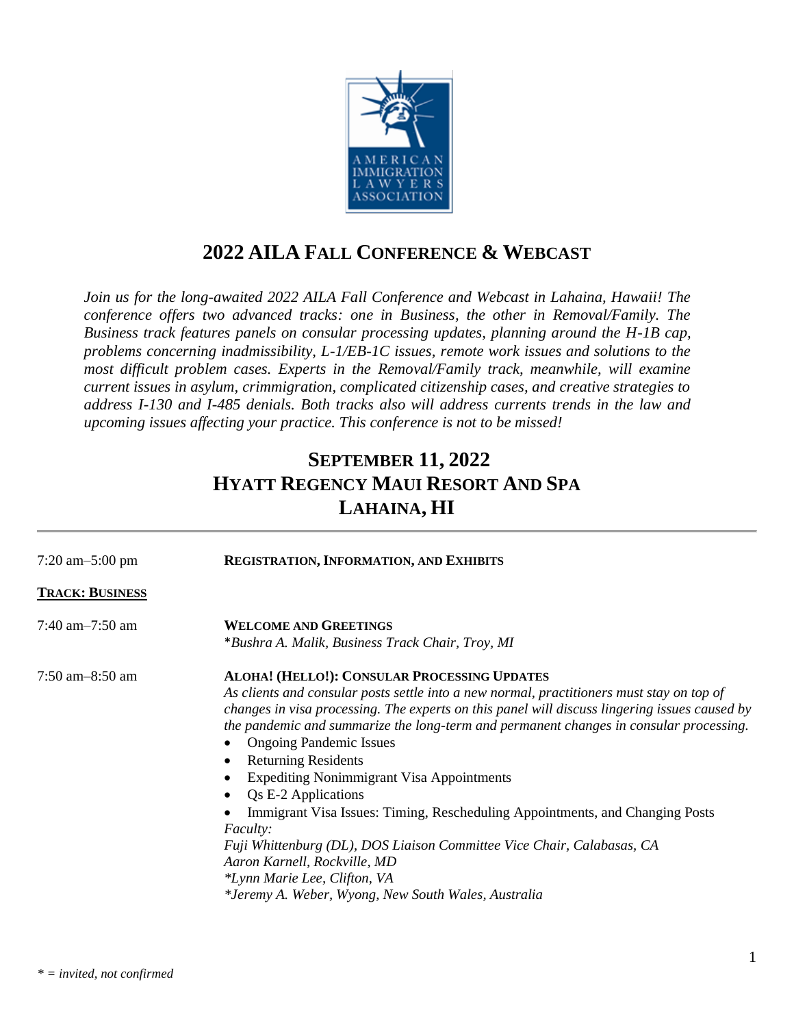# 2022 AILA Fall Conference & Webcast

*Join us for the long-awaited 2022 AILA Fall Conference and Webcast in Lahaina, Hawaii! The conference offers two advanced tracks: one in Business, the other in Removal/Family. The Business track features panels on consular processing updates, planning around the H-1B cap, problems concerning inadmissibility, L-1/EB-1C issues, remote work issues and solutions to the most difficult problem cases. Experts in the Removal/Family track, meanwhile, will examine current issues in asylum, crimmigration, complicated citizenship cases, and creative strategies to address I-130 and I-485 denials. Both tracks also will address currents trends in the law and upcoming issues affecting your practice. This conference is not to be missed!*

## September 11, 2022
## Hyatt Regency Maui Resort And Spa
## Lahaina, HI

---

7:20 am–5:00 pm **Registration, Information, and Exhibits**

**Track: Business**

7:40 am–7:50 am **Welcome and Greetings**
*\*Bushra A. Malik, Business Track Chair, Troy, MI*

7:50 am–8:50 am **Aloha! (Hello!): Consular Processing Updates**
*As clients and consular posts settle into a new normal, practitioners must stay on top of changes in visa processing. The experts on this panel will discuss lingering issues caused by the pandemic and summarize the long-term and permanent changes in consular processing.*

- Ongoing Pandemic Issues
- Returning Residents
- Expediting Nonimmigrant Visa Appointments
- Qs E-2 Applications
- Immigrant Visa Issues: Timing, Rescheduling Appointments, and Changing Posts

*Faculty:*
*Fuji Whittenburg (DL), DOS Liaison Committee Vice Chair, Calabasas, CA*
*Aaron Karnell, Rockville, MD*
*\*Lynn Marie Lee, Clifton, VA*
*\*Jeremy A. Weber, Wyong, New South Wales, Australia*

*\* = invited, not confirmed*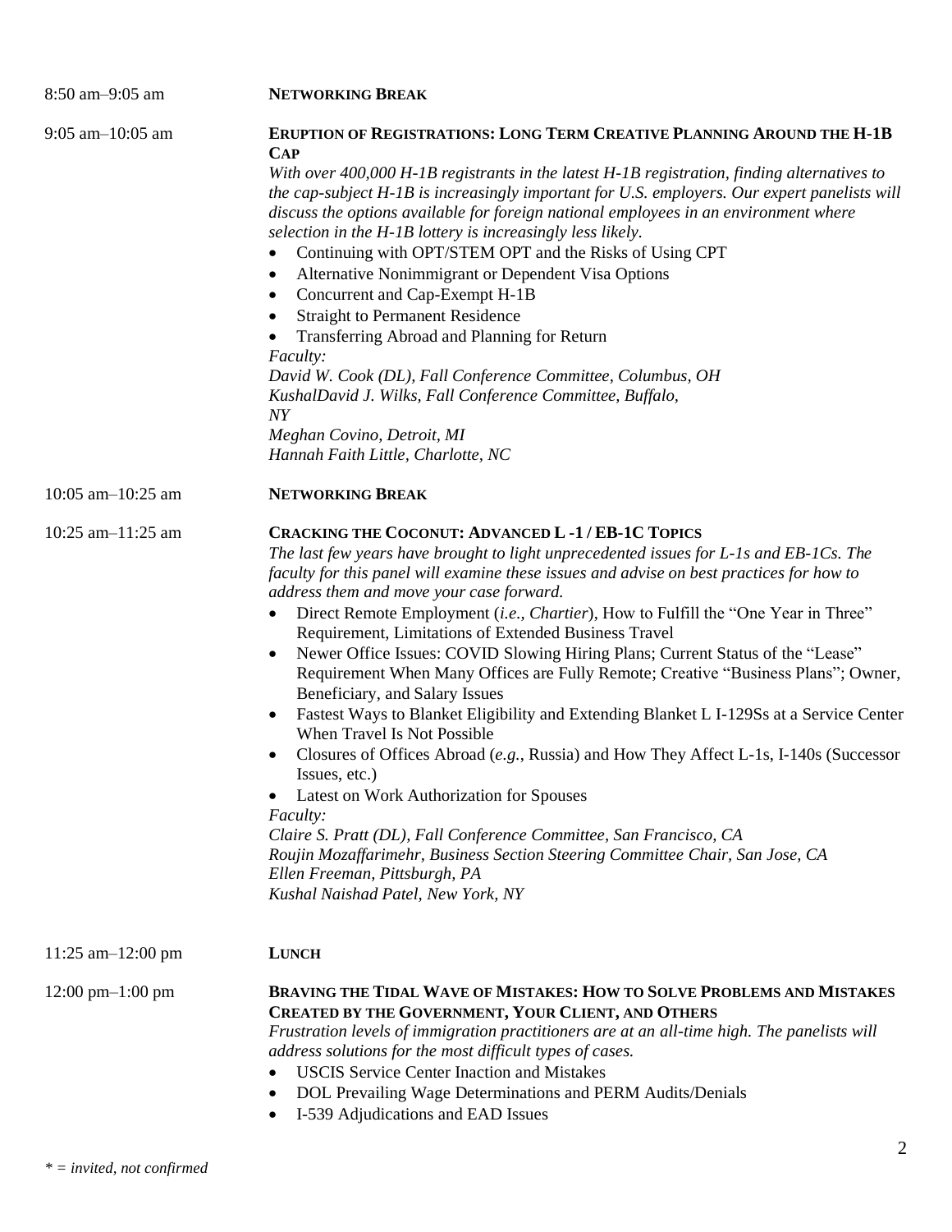8:50 am–9:05 am **NETWORKING BREAK**

9:05 am–10:05 am **ERUPTION OF REGISTRATIONS: LONG TERM CREATIVE PLANNING AROUND THE H-1B CAP**

*With over 400,000 H-1B registrants in the latest H-1B registration, finding alternatives to the cap-subject H-1B is increasingly important for U.S. employers. Our expert panelists will discuss the options available for foreign national employees in an environment where selection in the H-1B lottery is increasingly less likely.*

- Continuing with OPT/STEM OPT and the Risks of Using CPT
- Alternative Nonimmigrant or Dependent Visa Options
- Concurrent and Cap-Exempt H-1B
- Straight to Permanent Residence
- Transferring Abroad and Planning for Return

*Faculty:*
*David W. Cook (DL), Fall Conference Committee, Columbus, OH*
*KushalDavid J. Wilks, Fall Conference Committee, Buffalo, NY*
*Meghan Covino, Detroit, MI*
*Hannah Faith Little, Charlotte, NC*

10:05 am–10:25 am **NETWORKING BREAK**

10:25 am–11:25 am **CRACKING THE COCONUT: ADVANCED L-1 / EB-1C TOPICS**

*The last few years have brought to light unprecedented issues for L-1s and EB-1Cs. The faculty for this panel will examine these issues and advise on best practices for how to address them and move your case forward.*

- Direct Remote Employment (*i.e., Chartier*), How to Fulfill the "One Year in Three" Requirement, Limitations of Extended Business Travel
- Newer Office Issues: COVID Slowing Hiring Plans; Current Status of the "Lease" Requirement When Many Offices are Fully Remote; Creative "Business Plans"; Owner, Beneficiary, and Salary Issues
- Fastest Ways to Blanket Eligibility and Extending Blanket L I-129Ss at a Service Center When Travel Is Not Possible
- Closures of Offices Abroad (*e.g.*, Russia) and How They Affect L-1s, I-140s (Successor Issues, etc.)
- Latest on Work Authorization for Spouses

*Faculty:*
*Claire S. Pratt (DL), Fall Conference Committee, San Francisco, CA*
*Roujin Mozaffarimehr, Business Section Steering Committee Chair, San Jose, CA*
*Ellen Freeman, Pittsburgh, PA*
*Kushal Naishad Patel, New York, NY*

11:25 am–12:00 pm **LUNCH**

12:00 pm–1:00 pm **BRAVING THE TIDAL WAVE OF MISTAKES: HOW TO SOLVE PROBLEMS AND MISTAKES CREATED BY THE GOVERNMENT, YOUR CLIENT, AND OTHERS**

*Frustration levels of immigration practitioners are at an all-time high. The panelists will address solutions for the most difficult types of cases.*

- USCIS Service Center Inaction and Mistakes
- DOL Prevailing Wage Determinations and PERM Audits/Denials
- I-539 Adjudications and EAD Issues

*\* = invited, not confirmed*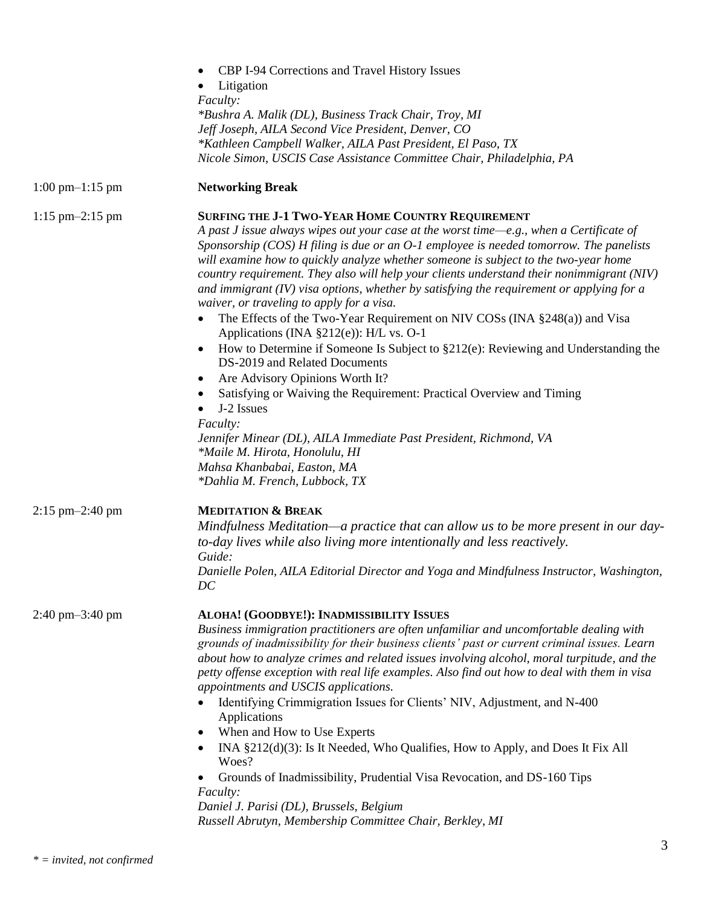- CBP I-94 Corrections and Travel History Issues
- Litigation

*Faculty:*
*\*Bushra A. Malik (DL), Business Track Chair, Troy, MI*
*Jeff Joseph, AILA Second Vice President, Denver, CO*
*\*Kathleen Campbell Walker, AILA Past President, El Paso, TX*
*Nicole Simon, USCIS Case Assistance Committee Chair, Philadelphia, PA*

1:00 pm–1:15 pm **Networking Break**

1:15 pm–2:15 pm **SURFING THE J-1 TWO-YEAR HOME COUNTRY REQUIREMENT**

*A past J issue always wipes out your case at the worst time—e.g., when a Certificate of Sponsorship (COS) H filing is due or an O-1 employee is needed tomorrow. The panelists will examine how to quickly analyze whether someone is subject to the two-year home country requirement. They also will help your clients understand their nonimmigrant (NIV) and immigrant (IV) visa options, whether by satisfying the requirement or applying for a waiver, or traveling to apply for a visa.*

- The Effects of the Two-Year Requirement on NIV COSs (INA §248(a)) and Visa Applications (INA §212(e)): H/L vs. O-1
- How to Determine if Someone Is Subject to §212(e): Reviewing and Understanding the DS-2019 and Related Documents
- Are Advisory Opinions Worth It?
- Satisfying or Waiving the Requirement: Practical Overview and Timing
- J-2 Issues

*Faculty:*
*Jennifer Minear (DL), AILA Immediate Past President, Richmond, VA*
*\*Maile M. Hirota, Honolulu, HI*
*Mahsa Khanbabai, Easton, MA*
*\*Dahlia M. French, Lubbock, TX*

2:15 pm–2:40 pm **MEDITATION & BREAK**

*Mindfulness Meditation—a practice that can allow us to be more present in our day-to-day lives while also living more intentionally and less reactively.*

*Guide:*
*Danielle Polen, AILA Editorial Director and Yoga and Mindfulness Instructor, Washington, DC*

2:40 pm–3:40 pm **ALOHA! (GOODBYE!): INADMISSIBILITY ISSUES**

*Business immigration practitioners are often unfamiliar and uncomfortable dealing with grounds of inadmissibility for their business clients' past or current criminal issues. Learn about how to analyze crimes and related issues involving alcohol, moral turpitude, and the petty offense exception with real life examples. Also find out how to deal with them in visa appointments and USCIS applications.*

- Identifying Crimmigration Issues for Clients' NIV, Adjustment, and N-400 Applications
- When and How to Use Experts
- INA §212(d)(3): Is It Needed, Who Qualifies, How to Apply, and Does It Fix All Woes?
- Grounds of Inadmissibility, Prudential Visa Revocation, and DS-160 Tips

*Faculty:*
*Daniel J. Parisi (DL), Brussels, Belgium*
*Russell Abrutyn, Membership Committee Chair, Berkley, MI*

*\* = invited, not confirmed*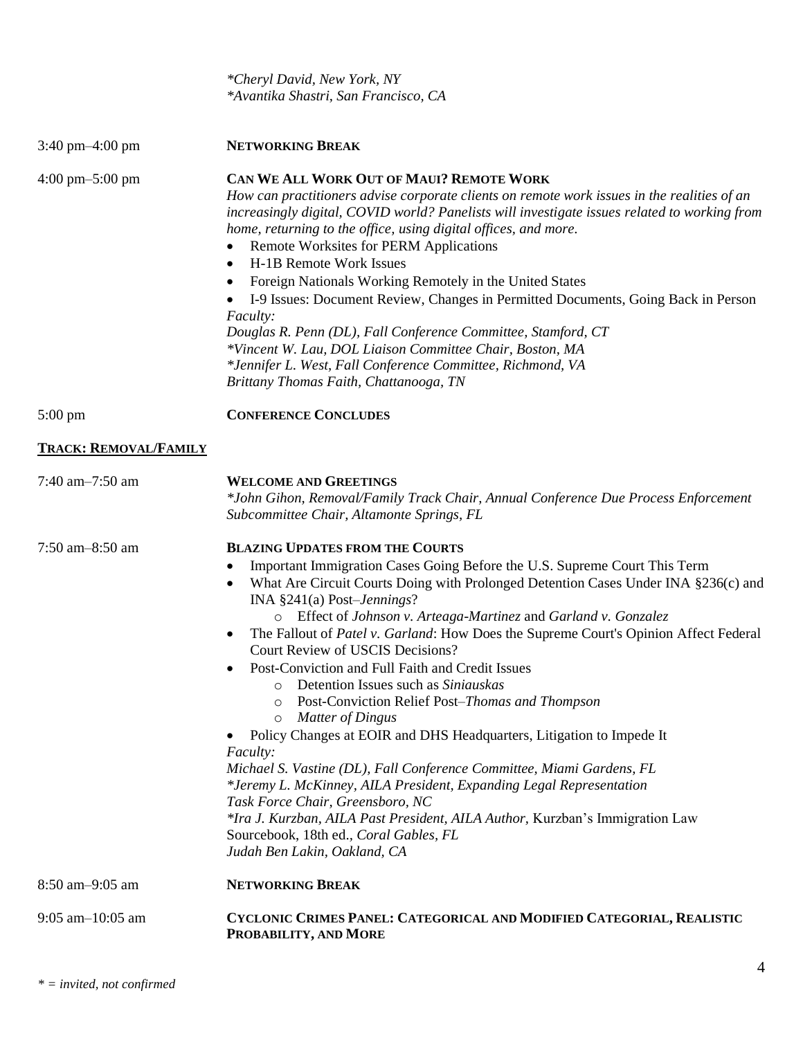*\*Cheryl David, New York, NY*
*\*Avantika Shastri, San Francisco, CA*

3:40 pm–4:00 pm **NETWORKING BREAK**

4:00 pm–5:00 pm **CAN WE ALL WORK OUT OF MAUI? REMOTE WORK**

*How can practitioners advise corporate clients on remote work issues in the realities of an increasingly digital, COVID world? Panelists will investigate issues related to working from home, returning to the office, using digital offices, and more.*

- Remote Worksites for PERM Applications
- H-1B Remote Work Issues
- Foreign Nationals Working Remotely in the United States
- I-9 Issues: Document Review, Changes in Permitted Documents, Going Back in Person

*Faculty:*
*Douglas R. Penn (DL), Fall Conference Committee, Stamford, CT*
*\*Vincent W. Lau, DOL Liaison Committee Chair, Boston, MA*
*\*Jennifer L. West, Fall Conference Committee, Richmond, VA*
*Brittany Thomas Faith, Chattanooga, TN*

5:00 pm **CONFERENCE CONCLUDES**

## TRACK: REMOVAL/FAMILY

7:40 am–7:50 am **WELCOME AND GREETINGS**

*\*John Gihon, Removal/Family Track Chair, Annual Conference Due Process Enforcement Subcommittee Chair, Altamonte Springs, FL*

7:50 am–8:50 am **BLAZING UPDATES FROM THE COURTS**

- Important Immigration Cases Going Before the U.S. Supreme Court This Term
- What Are Circuit Courts Doing with Prolonged Detention Cases Under INA §236(c) and INA §241(a) Post–*Jennings*?
  - Effect of *Johnson v. Arteaga-Martinez* and *Garland v. Gonzalez*
- The Fallout of *Patel v. Garland*: How Does the Supreme Court's Opinion Affect Federal Court Review of USCIS Decisions?
- Post-Conviction and Full Faith and Credit Issues
  - Detention Issues such as *Siniauskas*
  - Post-Conviction Relief Post–*Thomas and Thompson*
  - *Matter of Dingus*
- Policy Changes at EOIR and DHS Headquarters, Litigation to Impede It

*Faculty:*
*Michael S. Vastine (DL), Fall Conference Committee, Miami Gardens, FL*
*\*Jeremy L. McKinney, AILA President, Expanding Legal Representation Task Force Chair, Greensboro, NC*
*\*Ira J. Kurzban, AILA Past President, AILA Author,* Kurzban's Immigration Law Sourcebook, 18th ed.*, Coral Gables, FL*
*Judah Ben Lakin, Oakland, CA*

8:50 am–9:05 am **NETWORKING BREAK**

9:05 am–10:05 am **CYCLONIC CRIMES PANEL: CATEGORICAL AND MODIFIED CATEGORIAL, REALISTIC PROBABILITY, AND MORE**

*\* = invited, not confirmed*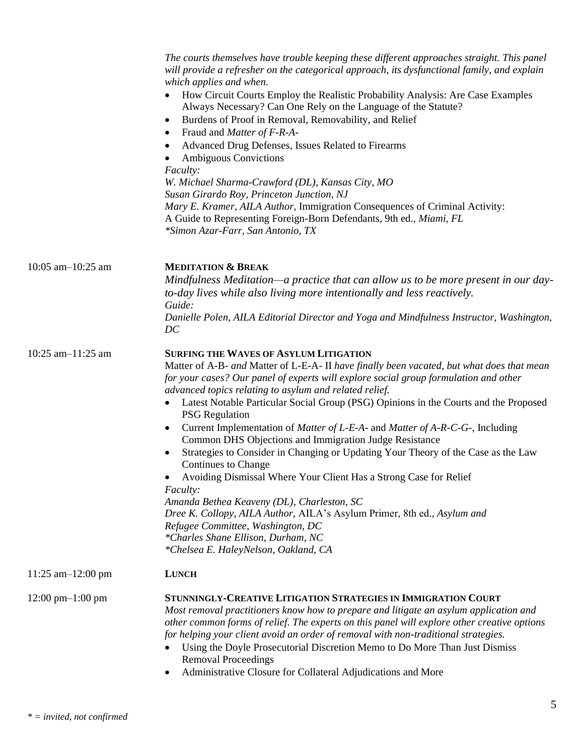*The courts themselves have trouble keeping these different approaches straight. This panel will provide a refresher on the categorical approach, its dysfunctional family, and explain which applies and when.*

- How Circuit Courts Employ the Realistic Probability Analysis: Are Case Examples Always Necessary? Can One Rely on the Language of the Statute?
- Burdens of Proof in Removal, Removability, and Relief
- Fraud and *Matter of F-R-A-*
- Advanced Drug Defenses, Issues Related to Firearms
- Ambiguous Convictions

*Faculty:*
*W. Michael Sharma-Crawford (DL), Kansas City, MO*
*Susan Girardo Roy, Princeton Junction, NJ*
*Mary E. Kramer, AILA Author,* Immigration Consequences of Criminal Activity: A Guide to Representing Foreign-Born Defendants, 9th ed.*, Miami, FL*
*\*Simon Azar-Farr, San Antonio, TX*

10:05 am–10:25 am

**MEDITATION & BREAK**

*Mindfulness Meditation—a practice that can allow us to be more present in our day-to-day lives while also living more intentionally and less reactively.*
*Guide:*
*Danielle Polen, AILA Editorial Director and Yoga and Mindfulness Instructor, Washington, DC*

10:25 am–11:25 am

**SURFING THE WAVES OF ASYLUM LITIGATION**

Matter of A-B- *and* Matter of L-E-A- II *have finally been vacated, but what does that mean for your cases? Our panel of experts will explore social group formulation and other advanced topics relating to asylum and related relief.*

- Latest Notable Particular Social Group (PSG) Opinions in the Courts and the Proposed PSG Regulation
- Current Implementation of *Matter of L-E-A-* and *Matter of A-R-C-G-*, Including Common DHS Objections and Immigration Judge Resistance
- Strategies to Consider in Changing or Updating Your Theory of the Case as the Law Continues to Change
- Avoiding Dismissal Where Your Client Has a Strong Case for Relief

*Faculty:*
*Amanda Bethea Keaveny (DL), Charleston, SC*
*Dree K. Collopy, AILA Author,* AILA's Asylum Primer, 8th ed.*, Asylum and Refugee Committee, Washington, DC*
*\*Charles Shane Ellison, Durham, NC*
*\*Chelsea E. HaleyNelson, Oakland, CA*

11:25 am–12:00 pm

**LUNCH**

12:00 pm–1:00 pm

**STUNNINGLY-CREATIVE LITIGATION STRATEGIES IN IMMIGRATION COURT**

*Most removal practitioners know how to prepare and litigate an asylum application and other common forms of relief. The experts on this panel will explore other creative options for helping your client avoid an order of removal with non-traditional strategies.*

- Using the Doyle Prosecutorial Discretion Memo to Do More Than Just Dismiss Removal Proceedings
- Administrative Closure for Collateral Adjudications and More

*\* = invited, not confirmed*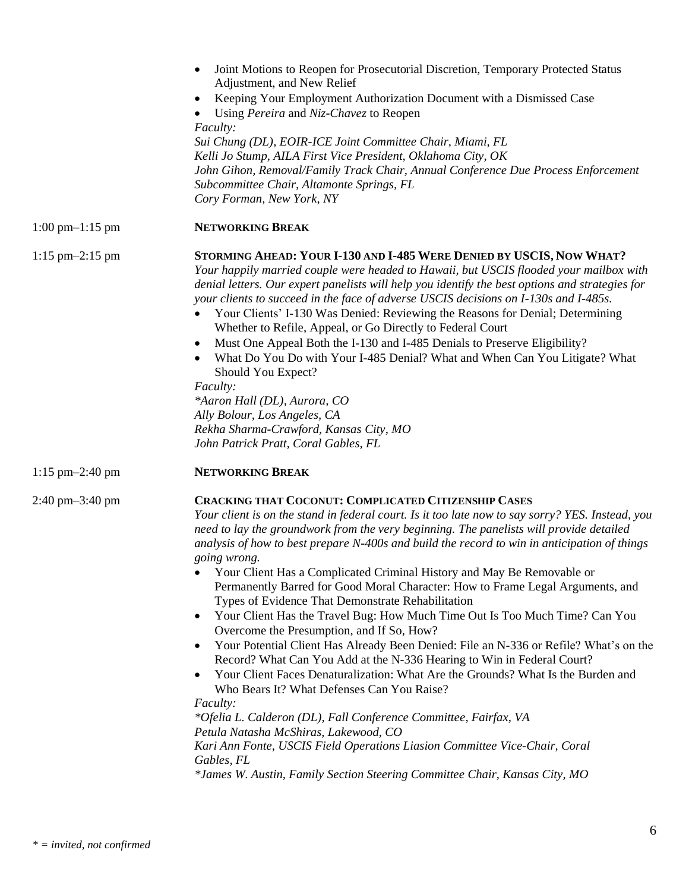- Joint Motions to Reopen for Prosecutorial Discretion, Temporary Protected Status Adjustment, and New Relief
- Keeping Your Employment Authorization Document with a Dismissed Case
- Using *Pereira* and *Niz-Chavez* to Reopen

*Faculty:*
*Sui Chung (DL), EOIR-ICE Joint Committee Chair, Miami, FL*
*Kelli Jo Stump, AILA First Vice President, Oklahoma City, OK*
*John Gihon, Removal/Family Track Chair, Annual Conference Due Process Enforcement Subcommittee Chair, Altamonte Springs, FL*
*Cory Forman, New York, NY*

1:00 pm–1:15 pm **NETWORKING BREAK**

1:15 pm–2:15 pm **STORMING AHEAD: YOUR I-130 AND I-485 WERE DENIED BY USCIS, NOW WHAT?**

*Your happily married couple were headed to Hawaii, but USCIS flooded your mailbox with denial letters. Our expert panelists will help you identify the best options and strategies for your clients to succeed in the face of adverse USCIS decisions on I-130s and I-485s.*

- Your Clients' I-130 Was Denied: Reviewing the Reasons for Denial; Determining Whether to Refile, Appeal, or Go Directly to Federal Court
- Must One Appeal Both the I-130 and I-485 Denials to Preserve Eligibility?
- What Do You Do with Your I-485 Denial? What and When Can You Litigate? What Should You Expect?

*Faculty:*
*\*Aaron Hall (DL), Aurora, CO*
*Ally Bolour, Los Angeles, CA*
*Rekha Sharma-Crawford, Kansas City, MO*
*John Patrick Pratt, Coral Gables, FL*

1:15 pm–2:40 pm **NETWORKING BREAK**

2:40 pm–3:40 pm **CRACKING THAT COCONUT: COMPLICATED CITIZENSHIP CASES**

*Your client is on the stand in federal court. Is it too late now to say sorry? YES. Instead, you need to lay the groundwork from the very beginning. The panelists will provide detailed analysis of how to best prepare N-400s and build the record to win in anticipation of things going wrong.*

- Your Client Has a Complicated Criminal History and May Be Removable or Permanently Barred for Good Moral Character: How to Frame Legal Arguments, and Types of Evidence That Demonstrate Rehabilitation
- Your Client Has the Travel Bug: How Much Time Out Is Too Much Time? Can You Overcome the Presumption, and If So, How?
- Your Potential Client Has Already Been Denied: File an N-336 or Refile? What's on the Record? What Can You Add at the N-336 Hearing to Win in Federal Court?
- Your Client Faces Denaturalization: What Are the Grounds? What Is the Burden and Who Bears It? What Defenses Can You Raise?

*Faculty:*
*\*Ofelia L. Calderon (DL), Fall Conference Committee, Fairfax, VA*
*Petula Natasha McShiras, Lakewood, CO*
*Kari Ann Fonte, USCIS Field Operations Liasion Committee Vice-Chair, Coral Gables, FL*
*\*James W. Austin, Family Section Steering Committee Chair, Kansas City, MO*

*\* = invited, not confirmed*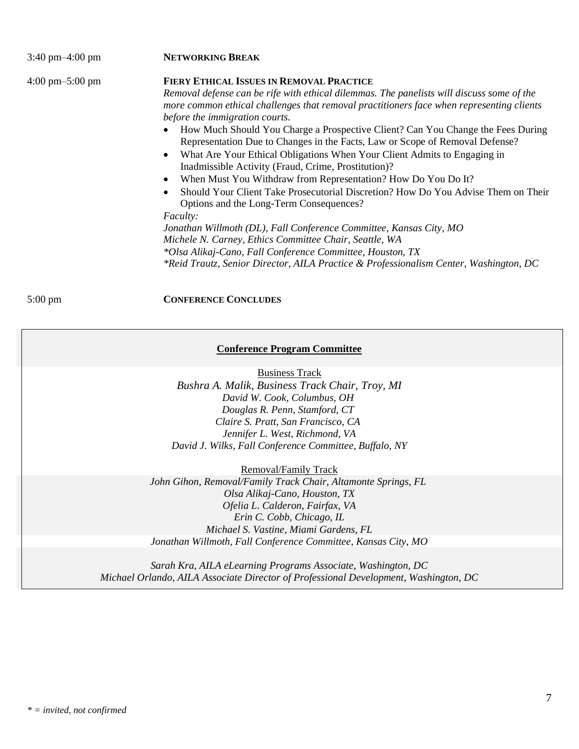3:40 pm–4:00 pm **NETWORKING BREAK**

4:00 pm–5:00 pm **FIERY ETHICAL ISSUES IN REMOVAL PRACTICE**

*Removal defense can be rife with ethical dilemmas. The panelists will discuss some of the more common ethical challenges that removal practitioners face when representing clients before the immigration courts.*

- How Much Should You Charge a Prospective Client? Can You Change the Fees During Representation Due to Changes in the Facts, Law or Scope of Removal Defense?
- What Are Your Ethical Obligations When Your Client Admits to Engaging in Inadmissible Activity (Fraud, Crime, Prostitution)?
- When Must You Withdraw from Representation? How Do You Do It?
- Should Your Client Take Prosecutorial Discretion? How Do You Advise Them on Their Options and the Long-Term Consequences?

*Faculty:*
*Jonathan Willmoth (DL), Fall Conference Committee, Kansas City, MO*
*Michele N. Carney, Ethics Committee Chair, Seattle, WA*
*\*Olsa Alikaj-Cano, Fall Conference Committee, Houston, TX*
*\*Reid Trautz, Senior Director, AILA Practice & Professionalism Center, Washington, DC*

5:00 pm **CONFERENCE CONCLUDES**

**Conference Program Committee**

Business Track
*Bushra A. Malik, Business Track Chair, Troy, MI*
*David W. Cook, Columbus, OH*
*Douglas R. Penn, Stamford, CT*
*Claire S. Pratt, San Francisco, CA*
*Jennifer L. West, Richmond, VA*
*David J. Wilks, Fall Conference Committee, Buffalo, NY*

Removal/Family Track
*John Gihon, Removal/Family Track Chair, Altamonte Springs, FL*
*Olsa Alikaj-Cano, Houston, TX*
*Ofelia L. Calderon, Fairfax, VA*
*Erin C. Cobb, Chicago, IL*
*Michael S. Vastine, Miami Gardens, FL*
*Jonathan Willmoth, Fall Conference Committee, Kansas City, MO*

*Sarah Kra, AILA eLearning Programs Associate, Washington, DC*
*Michael Orlando, AILA Associate Director of Professional Development, Washington, DC*

*\* = invited, not confirmed*